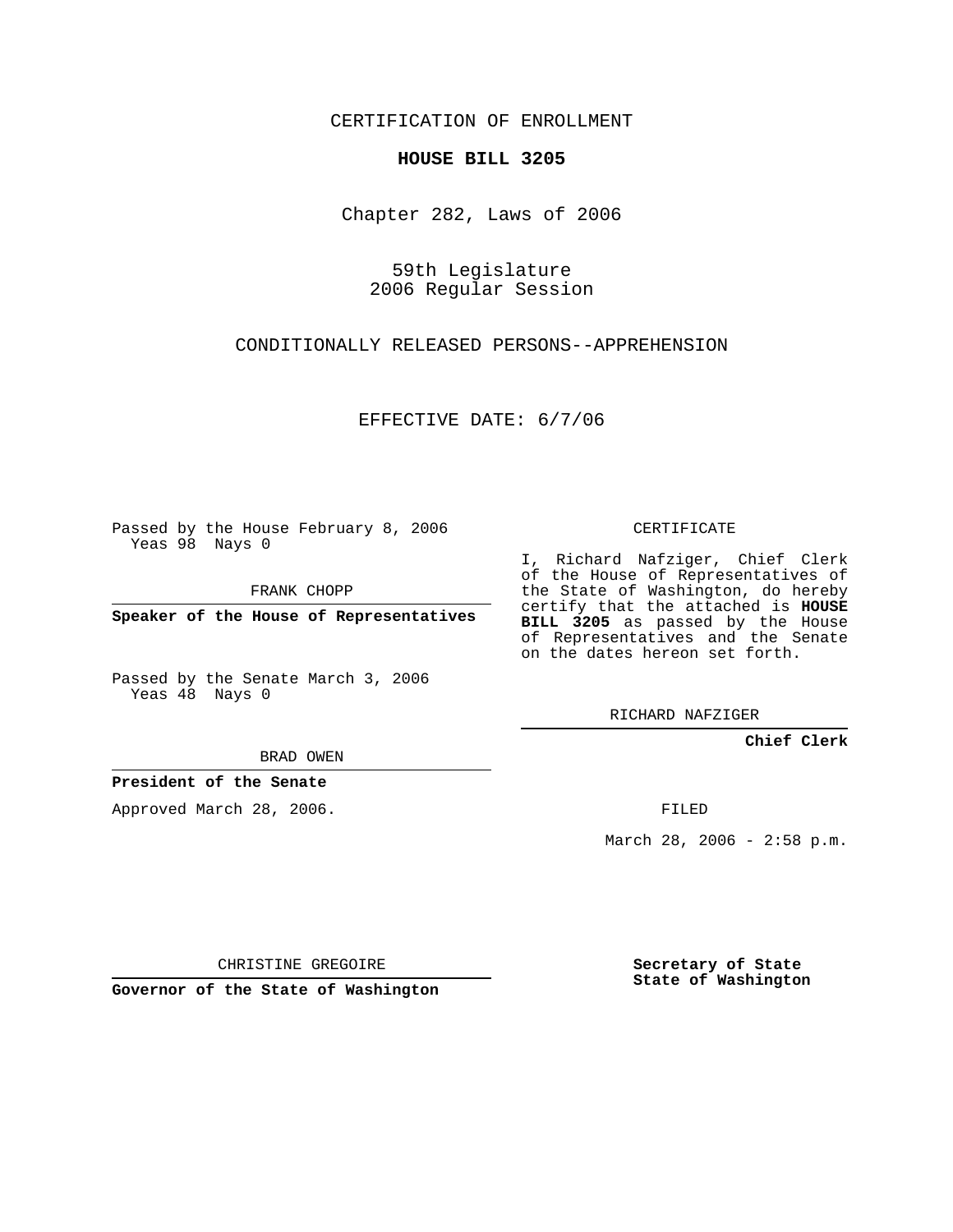CERTIFICATION OF ENROLLMENT

**HOUSE BILL 3205**

Chapter 282, Laws of 2006

59th Legislature
2006 Regular Session

CONDITIONALLY RELEASED PERSONS--APPREHENSION

EFFECTIVE DATE: 6/7/06

Passed by the House February 8, 2006
Yeas 98 Nays 0

FRANK CHOPP

**Speaker of the House of Representatives**

Passed by the Senate March 3, 2006
Yeas 48 Nays 0

BRAD OWEN

**President of the Senate**

Approved March 28, 2006.

CHRISTINE GREGOIRE

**Governor of the State of Washington**

CERTIFICATE

I, Richard Nafziger, Chief Clerk of the House of Representatives of the State of Washington, do hereby certify that the attached is **HOUSE BILL 3205** as passed by the House of Representatives and the Senate on the dates hereon set forth.

RICHARD NAFZIGER

**Chief Clerk**

FILED

March 28, 2006 - 2:58 p.m.

**Secretary of State**
**State of Washington**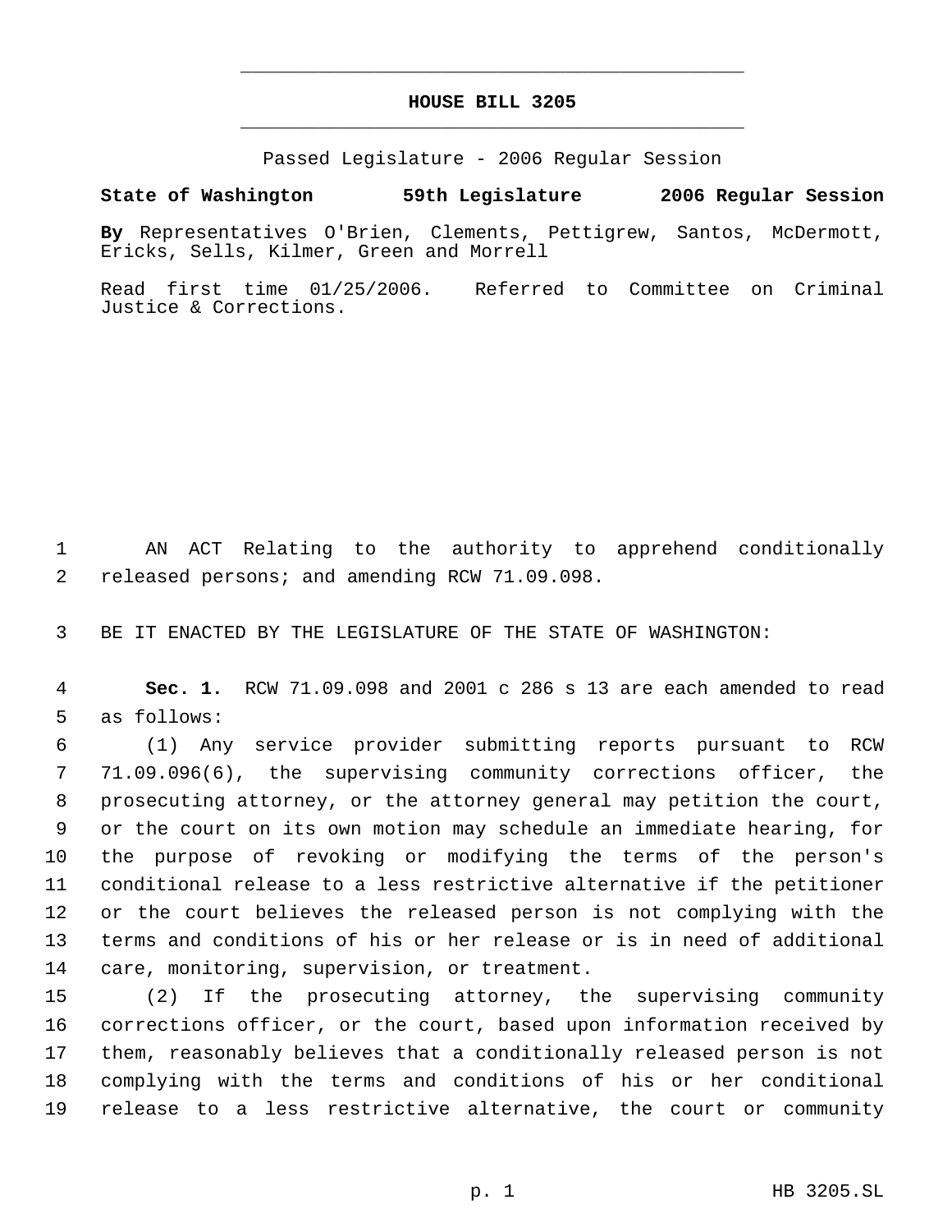HOUSE BILL 3205

Passed Legislature - 2006 Regular Session

**State of Washington 59th Legislature 2006 Regular Session**

**By** Representatives O'Brien, Clements, Pettigrew, Santos, McDermott, Ericks, Sells, Kilmer, Green and Morrell

Read first time 01/25/2006. Referred to Committee on Criminal Justice & Corrections.

AN ACT Relating to the authority to apprehend conditionally released persons; and amending RCW 71.09.098.

BE IT ENACTED BY THE LEGISLATURE OF THE STATE OF WASHINGTON:

**Sec. 1.** RCW 71.09.098 and 2001 c 286 s 13 are each amended to read as follows:

(1) Any service provider submitting reports pursuant to RCW 71.09.096(6), the supervising community corrections officer, the prosecuting attorney, or the attorney general may petition the court, or the court on its own motion may schedule an immediate hearing, for the purpose of revoking or modifying the terms of the person's conditional release to a less restrictive alternative if the petitioner or the court believes the released person is not complying with the terms and conditions of his or her release or is in need of additional care, monitoring, supervision, or treatment.

(2) If the prosecuting attorney, the supervising community corrections officer, or the court, based upon information received by them, reasonably believes that a conditionally released person is not complying with the terms and conditions of his or her conditional release to a less restrictive alternative, the court or community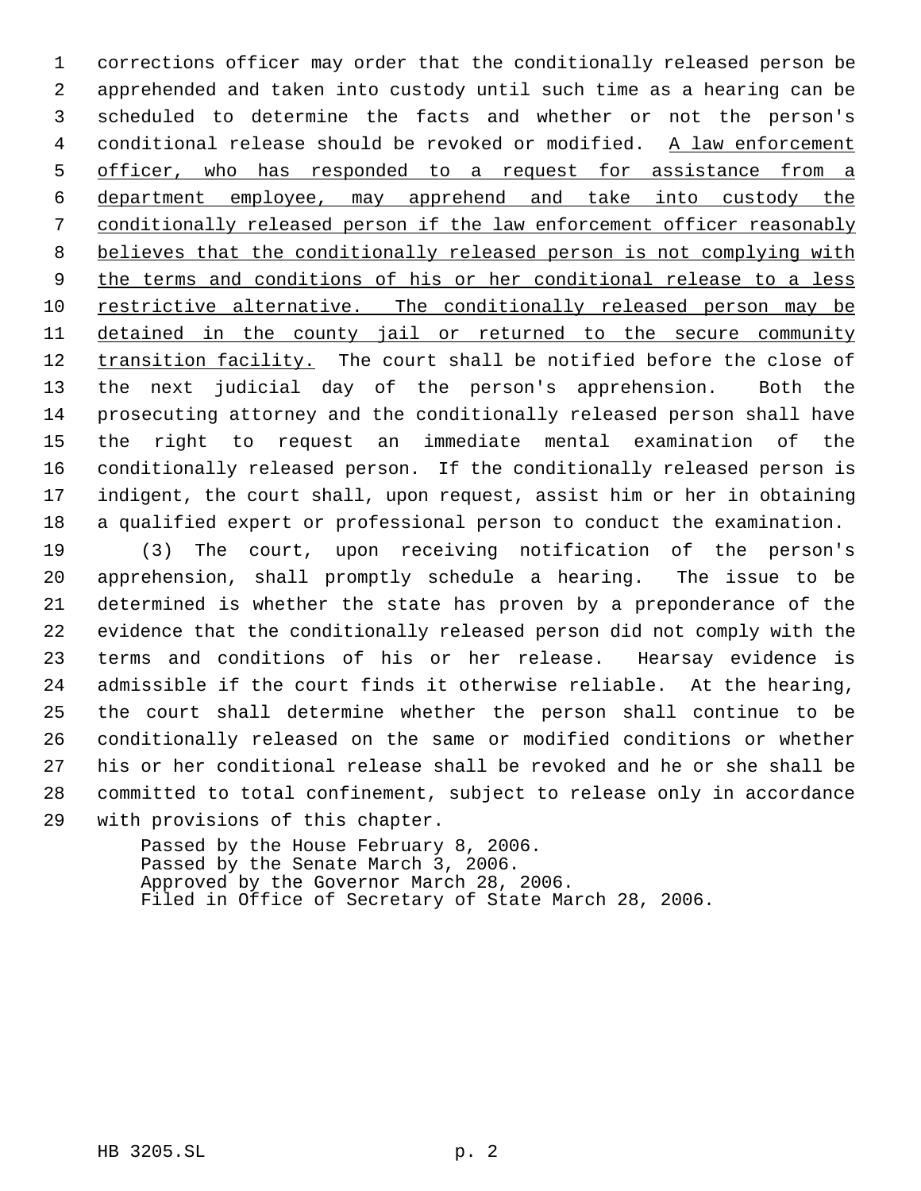corrections officer may order that the conditionally released person be apprehended and taken into custody until such time as a hearing can be scheduled to determine the facts and whether or not the person's conditional release should be revoked or modified. <u>A law enforcement officer, who has responded to a request for assistance from a department employee, may apprehend and take into custody the conditionally released person if the law enforcement officer reasonably believes that the conditionally released person is not complying with the terms and conditions of his or her conditional release to a less restrictive alternative. The conditionally released person may be detained in the county jail or returned to the secure community transition facility.</u> The court shall be notified before the close of the next judicial day of the person's apprehension. Both the prosecuting attorney and the conditionally released person shall have the right to request an immediate mental examination of the conditionally released person. If the conditionally released person is indigent, the court shall, upon request, assist him or her in obtaining a qualified expert or professional person to conduct the examination.

(3) The court, upon receiving notification of the person's apprehension, shall promptly schedule a hearing. The issue to be determined is whether the state has proven by a preponderance of the evidence that the conditionally released person did not comply with the terms and conditions of his or her release. Hearsay evidence is admissible if the court finds it otherwise reliable. At the hearing, the court shall determine whether the person shall continue to be conditionally released on the same or modified conditions or whether his or her conditional release shall be revoked and he or she shall be committed to total confinement, subject to release only in accordance with provisions of this chapter.

Passed by the House February 8, 2006.
Passed by the Senate March 3, 2006.
Approved by the Governor March 28, 2006.
Filed in Office of Secretary of State March 28, 2006.